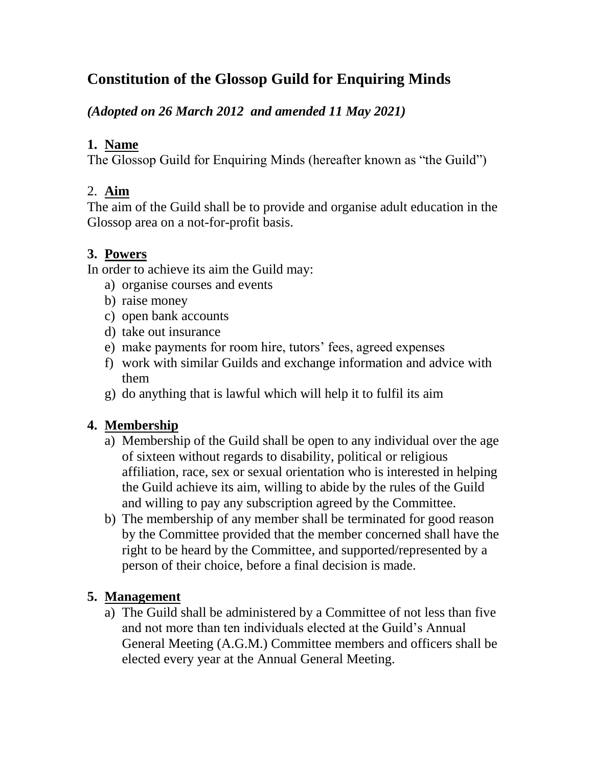# Constitution of the Glossop Guild for Enquiring Minds

***(Adopted on 26 March 2012 and amended 11 May 2021)***

## 1. Name

The Glossop Guild for Enquiring Minds (hereafter known as "the Guild")

## 2. Aim

The aim of the Guild shall be to provide and organise adult education in the Glossop area on a not-for-profit basis.

## 3. Powers

In order to achieve its aim the Guild may:

a) organise courses and events
b) raise money
c) open bank accounts
d) take out insurance
e) make payments for room hire, tutors' fees, agreed expenses
f) work with similar Guilds and exchange information and advice with them
g) do anything that is lawful which will help it to fulfil its aim

## 4. Membership

a) Membership of the Guild shall be open to any individual over the age of sixteen without regards to disability, political or religious affiliation, race, sex or sexual orientation who is interested in helping the Guild achieve its aim, willing to abide by the rules of the Guild and willing to pay any subscription agreed by the Committee.
b) The membership of any member shall be terminated for good reason by the Committee provided that the member concerned shall have the right to be heard by the Committee, and supported/represented by a person of their choice, before a final decision is made.

## 5. Management

a) The Guild shall be administered by a Committee of not less than five and not more than ten individuals elected at the Guild's Annual General Meeting (A.G.M.) Committee members and officers shall be elected every year at the Annual General Meeting.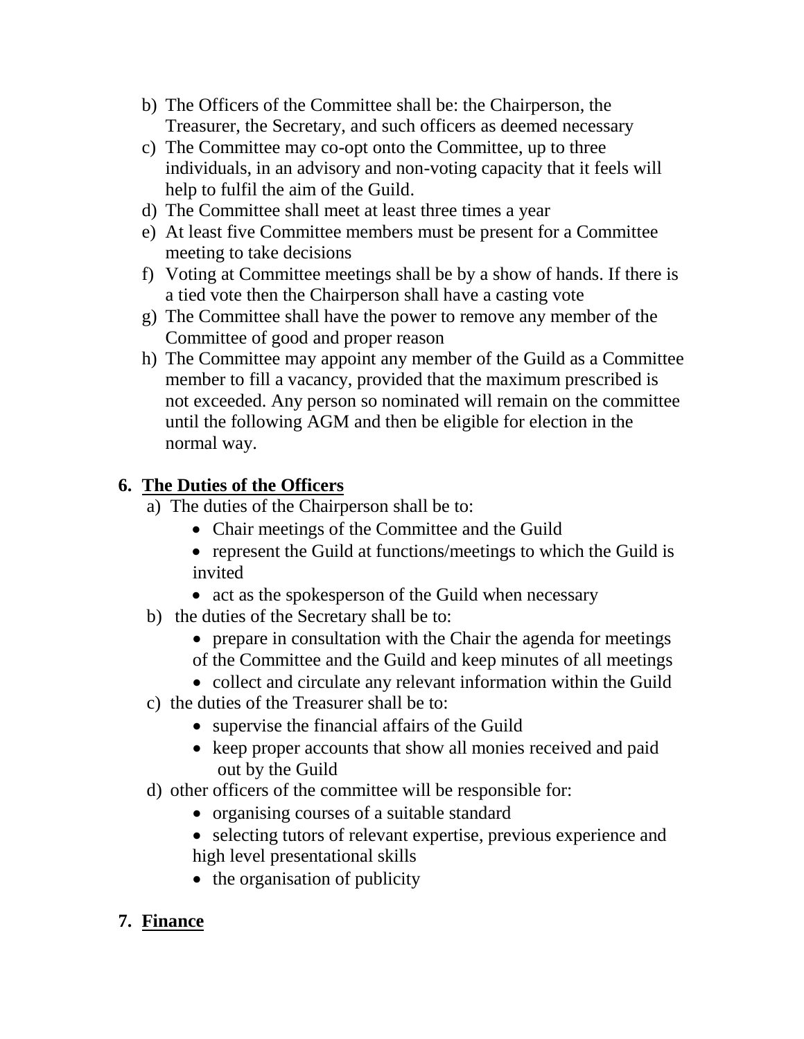b) The Officers of the Committee shall be: the Chairperson, the Treasurer, the Secretary, and such officers as deemed necessary
c) The Committee may co-opt onto the Committee, up to three individuals, in an advisory and non-voting capacity that it feels will help to fulfil the aim of the Guild.
d) The Committee shall meet at least three times a year
e) At least five Committee members must be present for a Committee meeting to take decisions
f) Voting at Committee meetings shall be by a show of hands. If there is a tied vote then the Chairperson shall have a casting vote
g) The Committee shall have the power to remove any member of the Committee of good and proper reason
h) The Committee may appoint any member of the Guild as a Committee member to fill a vacancy, provided that the maximum prescribed is not exceeded. Any person so nominated will remain on the committee until the following AGM and then be eligible for election in the normal way.

## 6. The Duties of the Officers

a) The duties of the Chairperson shall be to:
   - Chair meetings of the Committee and the Guild
   - represent the Guild at functions/meetings to which the Guild is invited
   - act as the spokesperson of the Guild when necessary

b) the duties of the Secretary shall be to:
   - prepare in consultation with the Chair the agenda for meetings of the Committee and the Guild and keep minutes of all meetings
   - collect and circulate any relevant information within the Guild

c) the duties of the Treasurer shall be to:
   - supervise the financial affairs of the Guild
   - keep proper accounts that show all monies received and paid out by the Guild

d) other officers of the committee will be responsible for:
   - organising courses of a suitable standard
   - selecting tutors of relevant expertise, previous experience and high level presentational skills
   - the organisation of publicity

## 7. Finance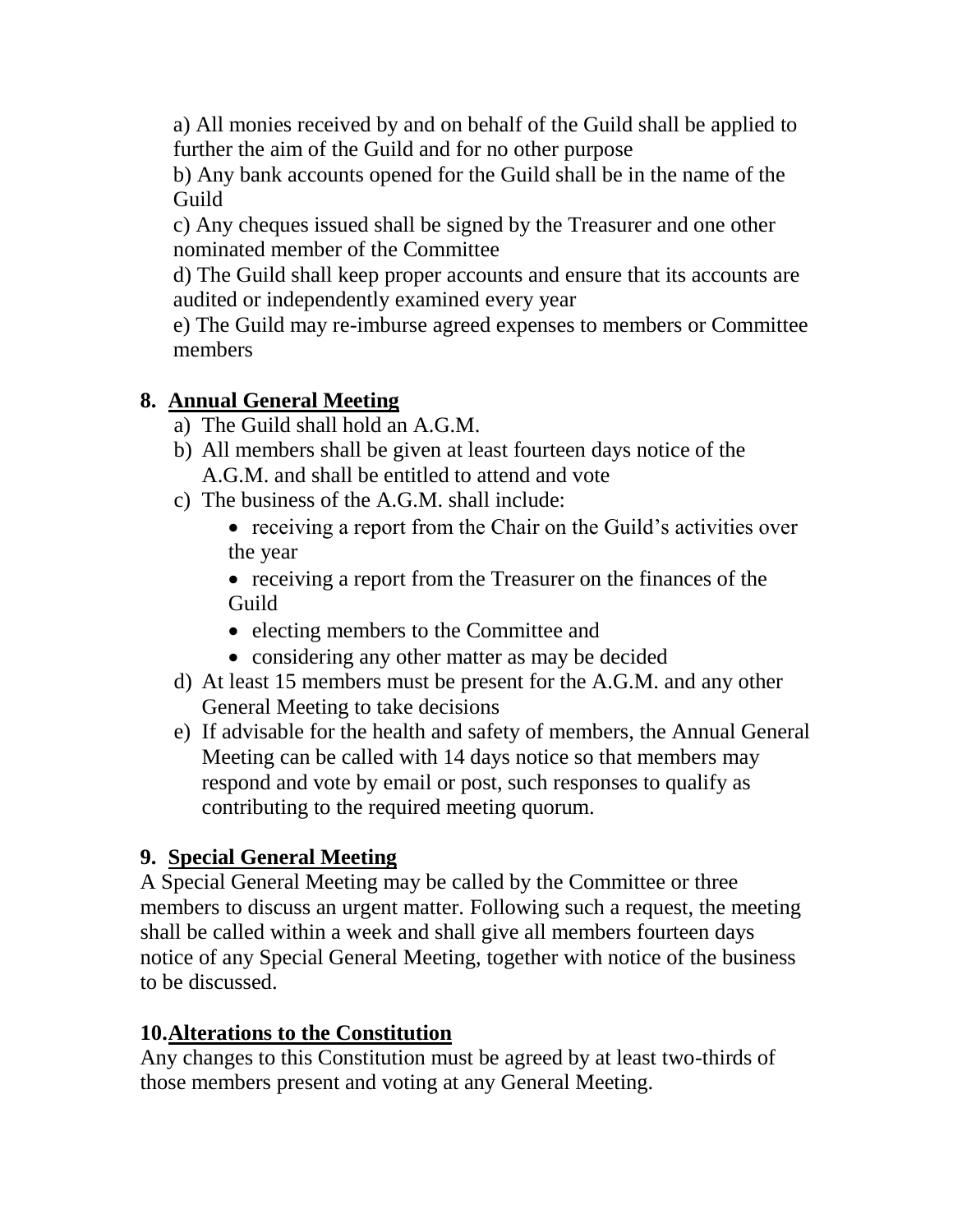a) All monies received by and on behalf of the Guild shall be applied to further the aim of the Guild and for no other purpose

b) Any bank accounts opened for the Guild shall be in the name of the Guild

c) Any cheques issued shall be signed by the Treasurer and one other nominated member of the Committee

d) The Guild shall keep proper accounts and ensure that its accounts are audited or independently examined every year

e) The Guild may re-imburse agreed expenses to members or Committee members

## 8. Annual General Meeting

a) The Guild shall hold an A.G.M.

b) All members shall be given at least fourteen days notice of the A.G.M. and shall be entitled to attend and vote

c) The business of the A.G.M. shall include:

- receiving a report from the Chair on the Guild's activities over the year
- receiving a report from the Treasurer on the finances of the Guild
- electing members to the Committee and
- considering any other matter as may be decided

d) At least 15 members must be present for the A.G.M. and any other General Meeting to take decisions

e) If advisable for the health and safety of members, the Annual General Meeting can be called with 14 days notice so that members may respond and vote by email or post, such responses to qualify as contributing to the required meeting quorum.

## 9. Special General Meeting

A Special General Meeting may be called by the Committee or three members to discuss an urgent matter. Following such a request, the meeting shall be called within a week and shall give all members fourteen days notice of any Special General Meeting, together with notice of the business to be discussed.

## 10. Alterations to the Constitution

Any changes to this Constitution must be agreed by at least two-thirds of those members present and voting at any General Meeting.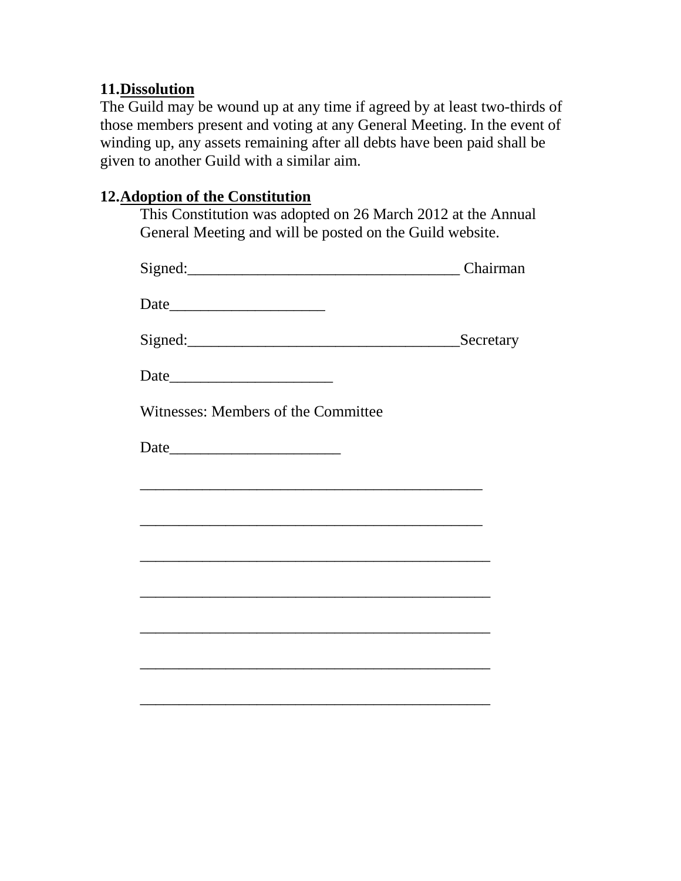**11. <u>Dissolution</u>**

The Guild may be wound up at any time if agreed by at least two-thirds of those members present and voting at any General Meeting. In the event of winding up, any assets remaining after all debts have been paid shall be given to another Guild with a similar aim.

**12. <u>Adoption of the Constitution</u>**

This Constitution was adopted on 26 March 2012 at the Annual General Meeting and will be posted on the Guild website.

Signed:____________________________________ Chairman

Date____________________

Signed:____________________________________Secretary

Date_____________________

Witnesses: Members of the Committee

Date______________________

_____________________________________________

_____________________________________________

______________________________________________

______________________________________________

______________________________________________

______________________________________________

______________________________________________